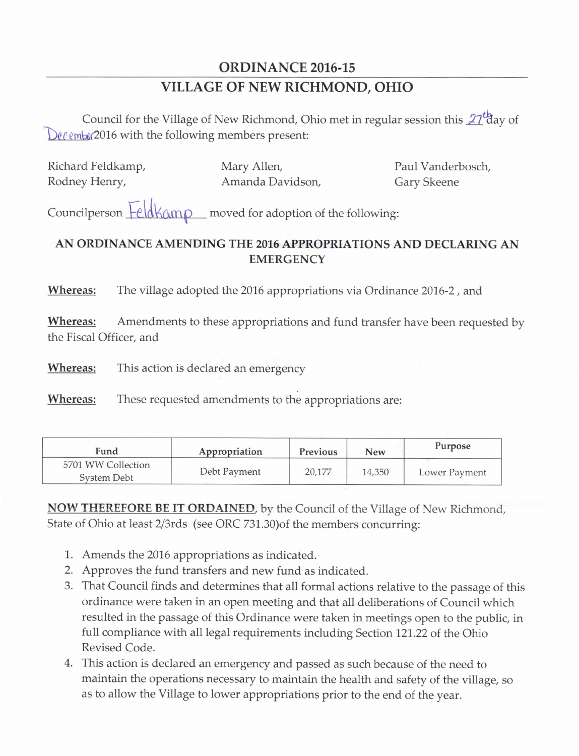# ORDINANCE 2016-15

## VILLAGE OF NEW RICHMOND, OHIO

Council for the Village of New Richmond, Ohio met in regular session this 27th day of December 2016 with the following members present:

Richard Feldkamp, Rodney Henry, Mary Allen, Amanda Davidson, Paul Vanderbosch, Gary Skeene

Councilperson Feldkamp moved for adoption of the following:

### AN ORDINANCE AMENDING THE 2016 APPROPRIATIONS AND DECLARING AN EMERGENCY

**Whereas:** The village adopted the 2016 appropriations via Ordinance 2016-2 , and

**Whereas:** Amendments to these appropriations and fund transfer have been requested by the Fiscal Officer, and

**Whereas:** This action is declared an emergency

**Whereas:** These requested amendments to the appropriations are:

| Fund | Appropriation | Previous | New | Purpose |
|---|---|---|---|---|
| 5701 WW Collection System Debt | Debt Payment | 20,177 | 14,350 | Lower Payment |

**NOW THEREFORE BE IT ORDAINED**, by the Council of the Village of New Richmond, State of Ohio at least 2/3rds (see ORC 731.30)of the members concurring:

1. Amends the 2016 appropriations as indicated.
2. Approves the fund transfers and new fund as indicated.
3. That Council finds and determines that all formal actions relative to the passage of this ordinance were taken in an open meeting and that all deliberations of Council which resulted in the passage of this Ordinance were taken in meetings open to the public, in full compliance with all legal requirements including Section 121.22 of the Ohio Revised Code.
4. This action is declared an emergency and passed as such because of the need to maintain the operations necessary to maintain the health and safety of the village, so as to allow the Village to lower appropriations prior to the end of the year.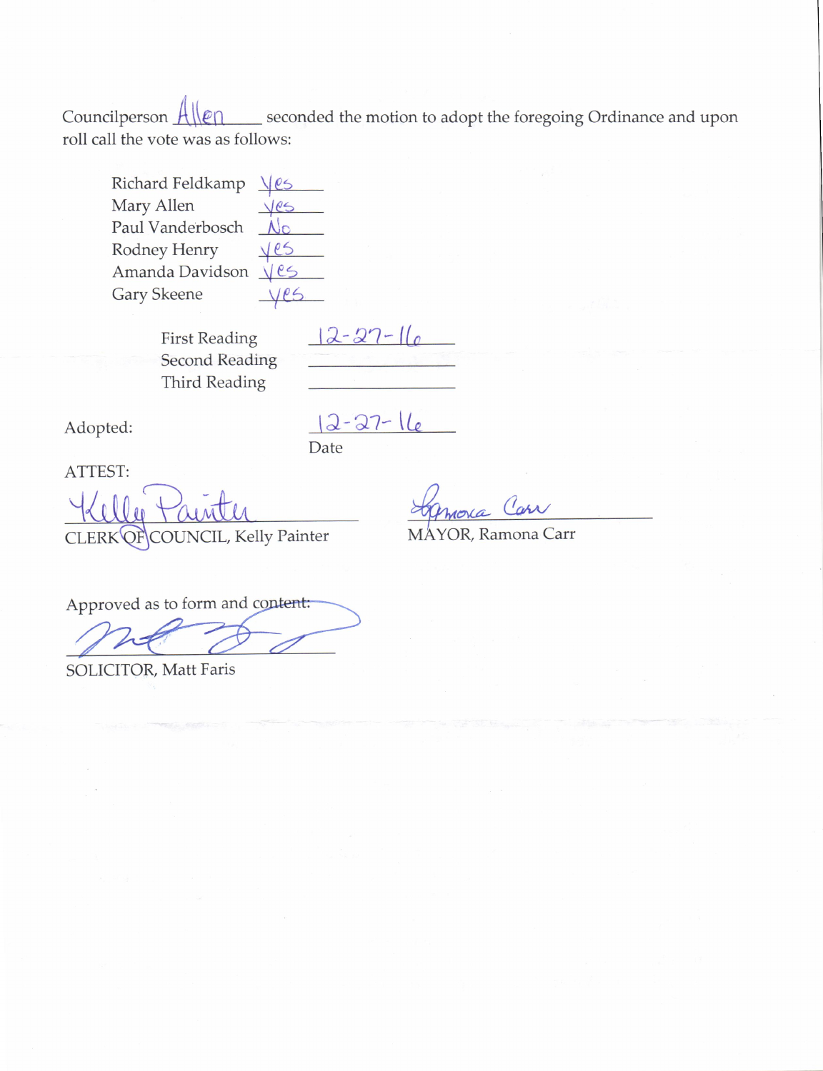Councilperson Allen seconded the motion to adopt the foregoing Ordinance and upon roll call the vote was as follows:

| | |
|---|---|
| Richard Feldkamp | Yes |
| Mary Allen | Yes |
| Paul Vanderbosch | No |
| Rodney Henry | Yes |
| Amanda Davidson | Yes |
| Gary Skeene | Yes |

| | |
|---|---|
| First Reading | 12-27-16 |
| Second Reading | |
| Third Reading | |

Adopted: 12-27-16

Date

ATTEST:

Kelly Painter

CLERK OF COUNCIL, Kelly Painter

Ramona Carr

MAYOR, Ramona Carr

Approved as to form and content:

SOLICITOR, Matt Faris